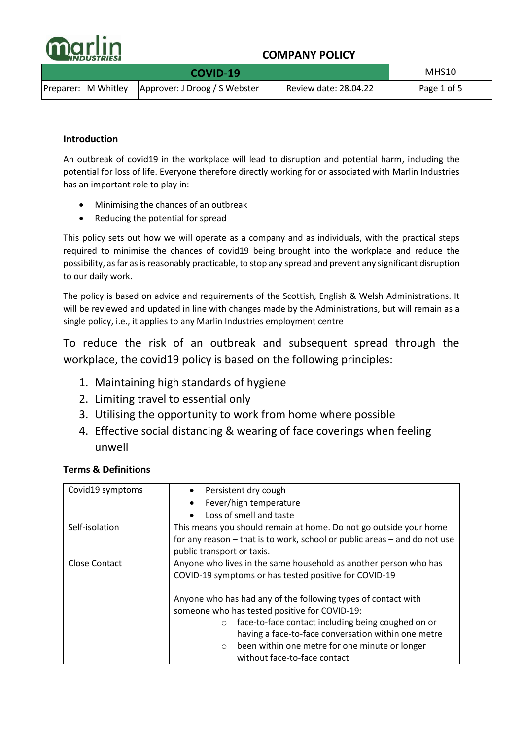**COMPANY POLICY**

| COVID-19 | | | MHS10 |
|---|---|---|---|
| Preparer: M Whitley | Approver: J Droog / S Webster | Review date: 28.04.22 | |

**Introduction**

An outbreak of covid19 in the workplace will lead to disruption and potential harm, including the potential for loss of life. Everyone therefore directly working for or associated with Marlin Industries has an important role to play in:

- Minimising the chances of an outbreak
- Reducing the potential for spread

This policy sets out how we will operate as a company and as individuals, with the practical steps required to minimise the chances of covid19 being brought into the workplace and reduce the possibility, as far as is reasonably practicable, to stop any spread and prevent any significant disruption to our daily work.

The policy is based on advice and requirements of the Scottish, English & Welsh Administrations. It will be reviewed and updated in line with changes made by the Administrations, but will remain as a single policy, i.e., it applies to any Marlin Industries employment centre

To reduce the risk of an outbreak and subsequent spread through the workplace, the covid19 policy is based on the following principles:

1. Maintaining high standards of hygiene
2. Limiting travel to essential only
3. Utilising the opportunity to work from home where possible
4. Effective social distancing & wearing of face coverings when feeling unwell

**Terms & Definitions**

| Term | Definition |
|---|---|
| Covid19 symptoms | • Persistent dry cough<br>• Fever/high temperature<br>• Loss of smell and taste |
| Self-isolation | This means you should remain at home. Do not go outside your home for any reason – that is to work, school or public areas – and do not use public transport or taxis. |
| Close Contact | Anyone who lives in the same household as another person who has COVID-19 symptoms or has tested positive for COVID-19<br><br>Anyone who has had any of the following types of contact with someone who has tested positive for COVID-19:<br>○ face-to-face contact including being coughed on or having a face-to-face conversation within one metre<br>○ been within one metre for one minute or longer without face-to-face contact |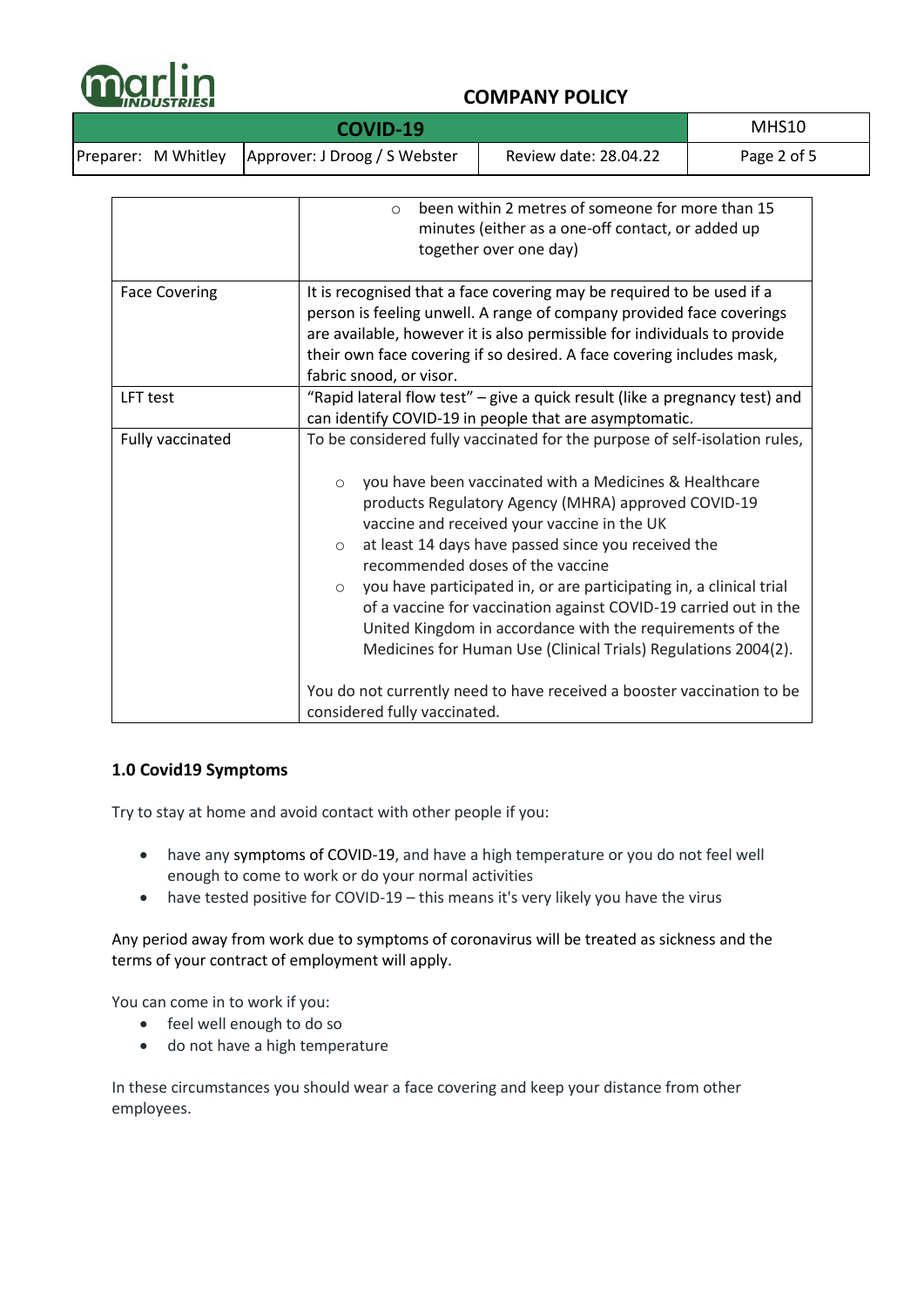| | |
|---|---|
| | ○ been within 2 metres of someone for more than 15 minutes (either as a one-off contact, or added up together over one day) |
| Face Covering | It is recognised that a face covering may be required to be used if a person is feeling unwell. A range of company provided face coverings are available, however it is also permissible for individuals to provide their own face covering if so desired. A face covering includes mask, fabric snood, or visor. |
| LFT test | "Rapid lateral flow test" – give a quick result (like a pregnancy test) and can identify COVID-19 in people that are asymptomatic. |
| Fully vaccinated | To be considered fully vaccinated for the purpose of self-isolation rules,<br><br>○ you have been vaccinated with a Medicines & Healthcare products Regulatory Agency (MHRA) approved COVID-19 vaccine and received your vaccine in the UK<br>○ at least 14 days have passed since you received the recommended doses of the vaccine<br>○ you have participated in, or are participating in, a clinical trial of a vaccine for vaccination against COVID-19 carried out in the United Kingdom in accordance with the requirements of the Medicines for Human Use (Clinical Trials) Regulations 2004(2).<br><br>You do not currently need to have received a booster vaccination to be considered fully vaccinated. |

## 1.0 Covid19 Symptoms

Try to stay at home and avoid contact with other people if you:

- have any symptoms of COVID-19, and have a high temperature or you do not feel well enough to come to work or do your normal activities
- have tested positive for COVID-19 – this means it's very likely you have the virus

Any period away from work due to symptoms of coronavirus will be treated as sickness and the terms of your contract of employment will apply.

You can come in to work if you:

- feel well enough to do so
- do not have a high temperature

In these circumstances you should wear a face covering and keep your distance from other employees.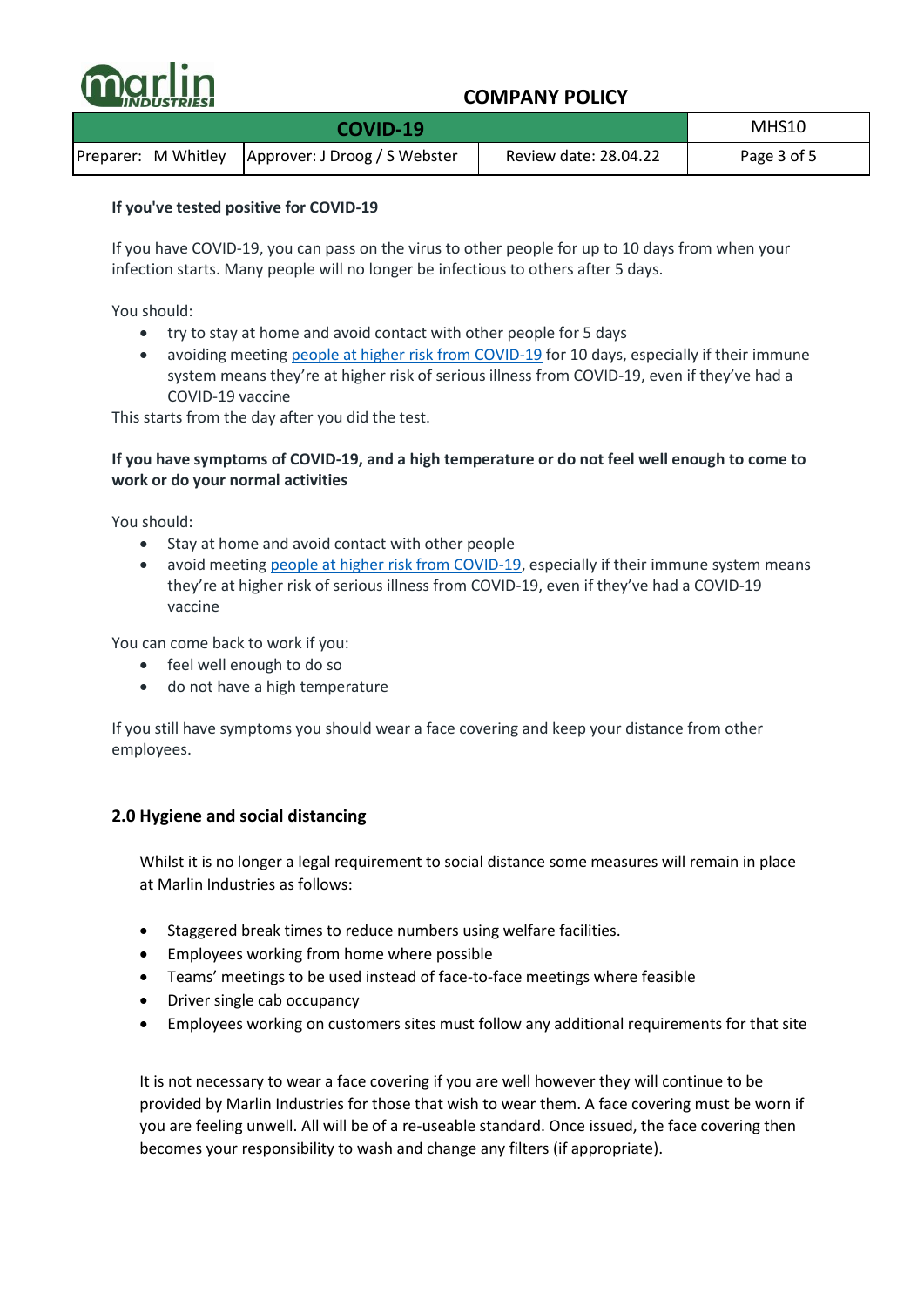**If you've tested positive for COVID-19**

If you have COVID-19, you can pass on the virus to other people for up to 10 days from when your infection starts. Many people will no longer be infectious to others after 5 days.

You should:

- try to stay at home and avoid contact with other people for 5 days
- avoiding meeting [people at higher risk from COVID-19]() for 10 days, especially if their immune system means they're at higher risk of serious illness from COVID-19, even if they've had a COVID-19 vaccine

This starts from the day after you did the test.

**If you have symptoms of COVID-19, and a high temperature or do not feel well enough to come to work or do your normal activities**

You should:

- Stay at home and avoid contact with other people
- avoid meeting [people at higher risk from COVID-19](), especially if their immune system means they're at higher risk of serious illness from COVID-19, even if they've had a COVID-19 vaccine

You can come back to work if you:

- feel well enough to do so
- do not have a high temperature

If you still have symptoms you should wear a face covering and keep your distance from other employees.

## 2.0 Hygiene and social distancing

Whilst it is no longer a legal requirement to social distance some measures will remain in place at Marlin Industries as follows:

- Staggered break times to reduce numbers using welfare facilities.
- Employees working from home where possible
- Teams' meetings to be used instead of face-to-face meetings where feasible
- Driver single cab occupancy
- Employees working on customers sites must follow any additional requirements for that site

It is not necessary to wear a face covering if you are well however they will continue to be provided by Marlin Industries for those that wish to wear them. A face covering must be worn if you are feeling unwell. All will be of a re-useable standard. Once issued, the face covering then becomes your responsibility to wash and change any filters (if appropriate).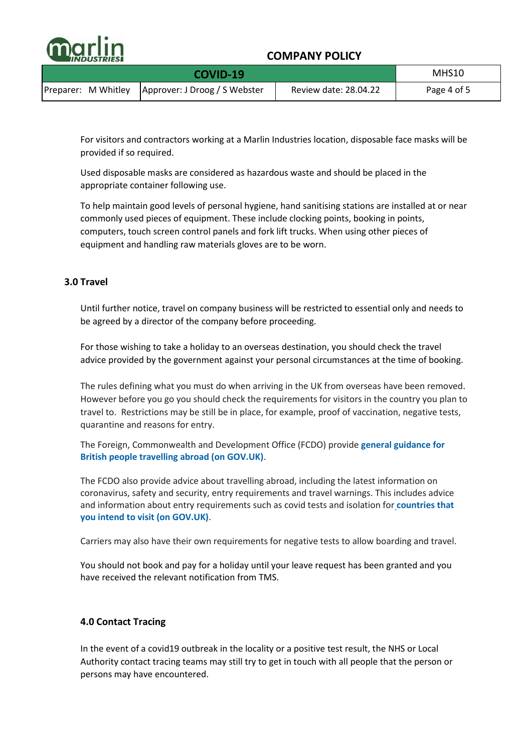For visitors and contractors working at a Marlin Industries location, disposable face masks will be provided if so required.

Used disposable masks are considered as hazardous waste and should be placed in the appropriate container following use.

To help maintain good levels of personal hygiene, hand sanitising stations are installed at or near commonly used pieces of equipment. These include clocking points, booking in points, computers, touch screen control panels and fork lift trucks. When using other pieces of equipment and handling raw materials gloves are to be worn.

## 3.0 Travel

Until further notice, travel on company business will be restricted to essential only and needs to be agreed by a director of the company before proceeding.

For those wishing to take a holiday to an overseas destination, you should check the travel advice provided by the government against your personal circumstances at the time of booking.

The rules defining what you must do when arriving in the UK from overseas have been removed. However before you go you should check the requirements for visitors in the country you plan to travel to. Restrictions may be still be in place, for example, proof of vaccination, negative tests, quarantine and reasons for entry.

The Foreign, Commonwealth and Development Office (FCDO) provide **general guidance for British people travelling abroad (on GOV.UK)**.

The FCDO also provide advice about travelling abroad, including the latest information on coronavirus, safety and security, entry requirements and travel warnings. This includes advice and information about entry requirements such as covid tests and isolation for **countries that you intend to visit (on GOV.UK)**.

Carriers may also have their own requirements for negative tests to allow boarding and travel.

You should not book and pay for a holiday until your leave request has been granted and you have received the relevant notification from TMS.

## 4.0 Contact Tracing

In the event of a covid19 outbreak in the locality or a positive test result, the NHS or Local Authority contact tracing teams may still try to get in touch with all people that the person or persons may have encountered.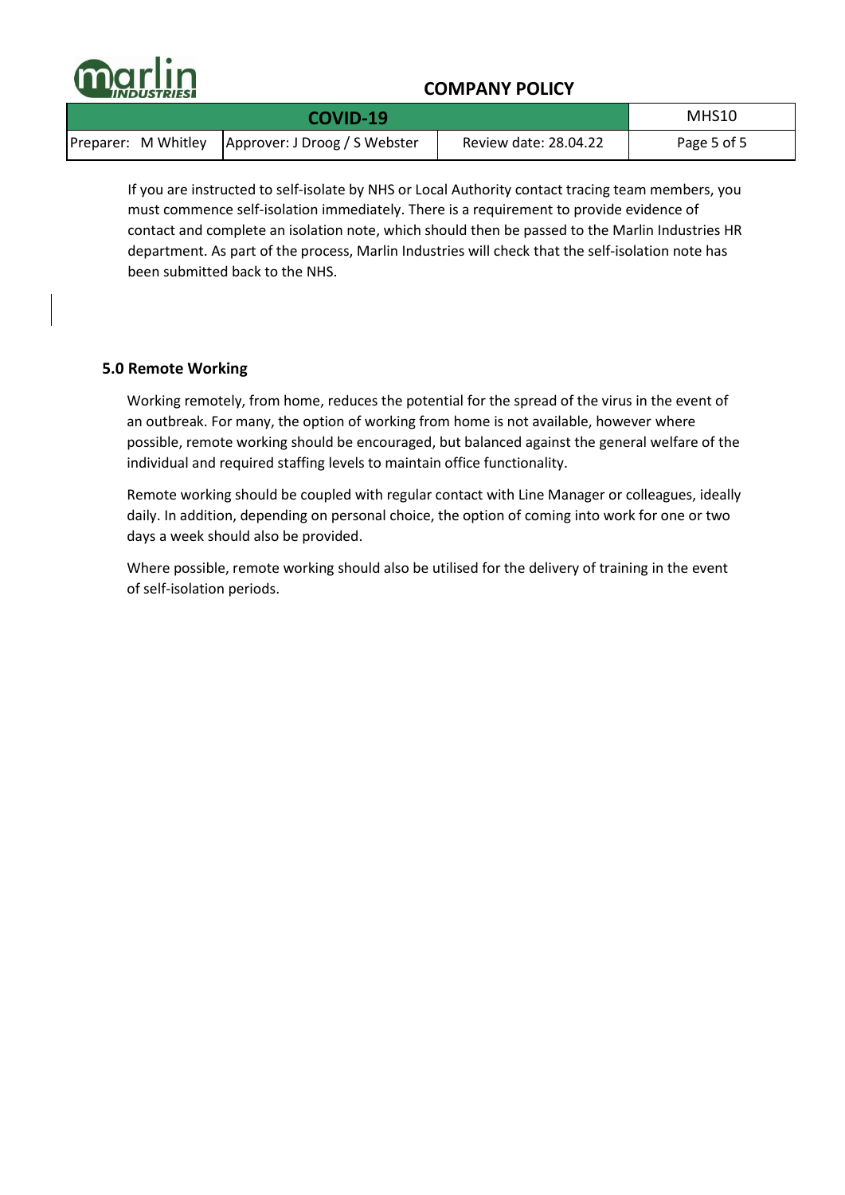If you are instructed to self-isolate by NHS or Local Authority contact tracing team members, you must commence self-isolation immediately. There is a requirement to provide evidence of contact and complete an isolation note, which should then be passed to the Marlin Industries HR department. As part of the process, Marlin Industries will check that the self-isolation note has been submitted back to the NHS.

## 5.0 Remote Working

Working remotely, from home, reduces the potential for the spread of the virus in the event of an outbreak. For many, the option of working from home is not available, however where possible, remote working should be encouraged, but balanced against the general welfare of the individual and required staffing levels to maintain office functionality.

Remote working should be coupled with regular contact with Line Manager or colleagues, ideally daily. In addition, depending on personal choice, the option of coming into work for one or two days a week should also be provided.

Where possible, remote working should also be utilised for the delivery of training in the event of self-isolation periods.